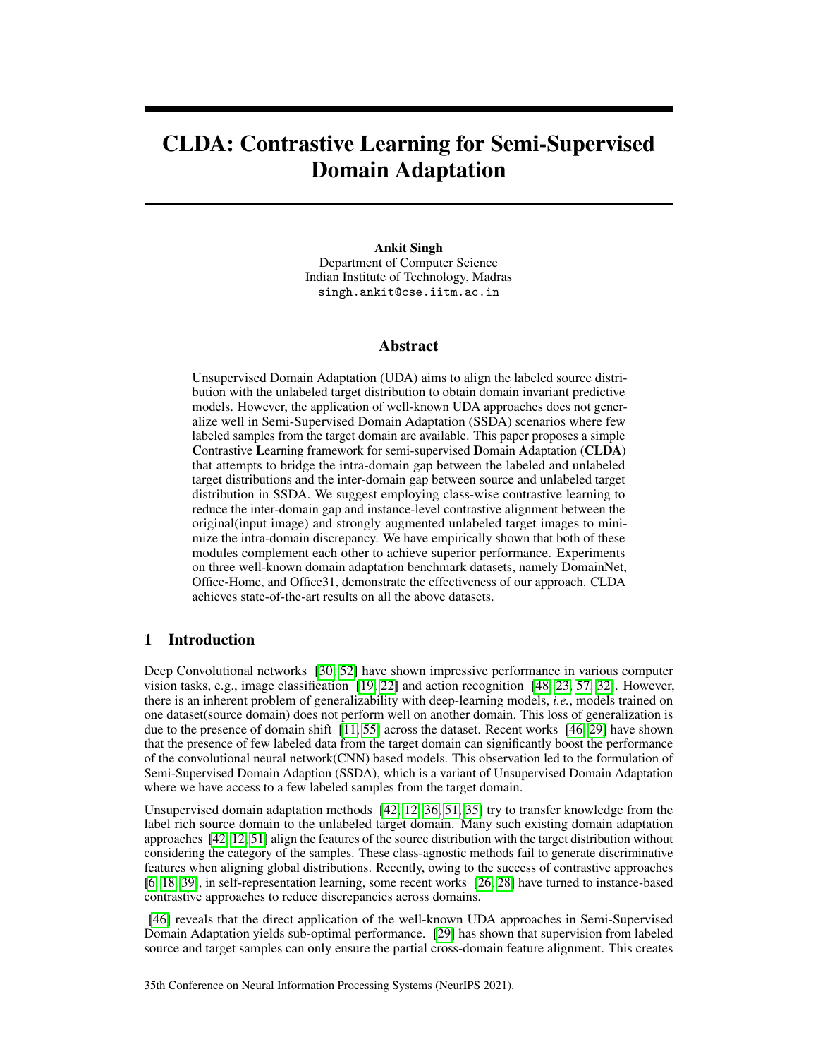# CLDA: Contrastive Learning for Semi-Supervised Domain Adaptation

**Ankit Singh**
Department of Computer Science
Indian Institute of Technology, Madras
singh.ankit@cse.iitm.ac.in

## Abstract

Unsupervised Domain Adaptation (UDA) aims to align the labeled source distribution with the unlabeled target distribution to obtain domain invariant predictive models. However, the application of well-known UDA approaches does not generalize well in Semi-Supervised Domain Adaptation (SSDA) scenarios where few labeled samples from the target domain are available. This paper proposes a simple **C**ontrastive **L**earning framework for semi-supervised **D**omain **A**daptation (**CLDA**) that attempts to bridge the intra-domain gap between the labeled and unlabeled target distributions and the inter-domain gap between source and unlabeled target distribution in SSDA. We suggest employing class-wise contrastive learning to reduce the inter-domain gap and instance-level contrastive alignment between the original(input image) and strongly augmented unlabeled target images to minimize the intra-domain discrepancy. We have empirically shown that both of these modules complement each other to achieve superior performance. Experiments on three well-known domain adaptation benchmark datasets, namely DomainNet, Office-Home, and Office31, demonstrate the effectiveness of our approach. CLDA achieves state-of-the-art results on all the above datasets.

## 1 Introduction

Deep Convolutional networks [30, 52] have shown impressive performance in various computer vision tasks, e.g., image classification [19, 22] and action recognition [48, 23, 57, 32]. However, there is an inherent problem of generalizability with deep-learning models, *i.e.*, models trained on one dataset(source domain) does not perform well on another domain. This loss of generalization is due to the presence of domain shift [11, 55] across the dataset. Recent works [46, 29] have shown that the presence of few labeled data from the target domain can significantly boost the performance of the convolutional neural network(CNN) based models. This observation led to the formulation of Semi-Supervised Domain Adaption (SSDA), which is a variant of Unsupervised Domain Adaptation where we have access to a few labeled samples from the target domain.

Unsupervised domain adaptation methods [42, 12, 36, 51, 35] try to transfer knowledge from the label rich source domain to the unlabeled target domain. Many such existing domain adaptation approaches [42, 12, 51] align the features of the source distribution with the target distribution without considering the category of the samples. These class-agnostic methods fail to generate discriminative features when aligning global distributions. Recently, owing to the success of contrastive approaches [6, 18, 39], in self-representation learning, some recent works [26, 28] have turned to instance-based contrastive approaches to reduce discrepancies across domains.

[46] reveals that the direct application of the well-known UDA approaches in Semi-Supervised Domain Adaptation yields sub-optimal performance. [29] has shown that supervision from labeled source and target samples can only ensure the partial cross-domain feature alignment. This creates

35th Conference on Neural Information Processing Systems (NeurIPS 2021).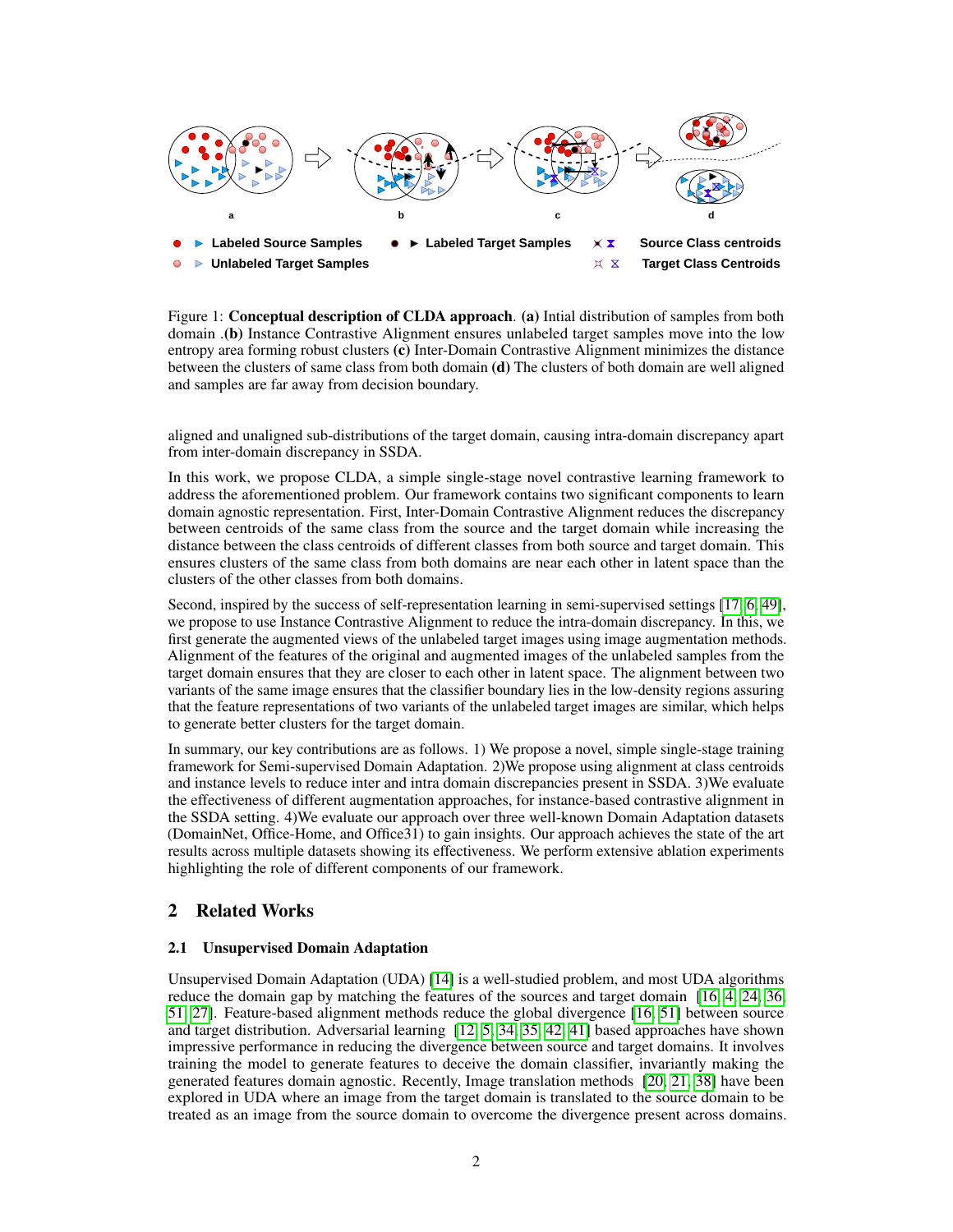Figure 1: **Conceptual description of CLDA approach**. **(a)** Intial distribution of samples from both domain .**(b)** Instance Contrastive Alignment ensures unlabeled target samples move into the low entropy area forming robust clusters **(c)** Inter-Domain Contrastive Alignment minimizes the distance between the clusters of same class from both domain **(d)** The clusters of both domain are well aligned and samples are far away from decision boundary.

aligned and unaligned sub-distributions of the target domain, causing intra-domain discrepancy apart from inter-domain discrepancy in SSDA.

In this work, we propose CLDA, a simple single-stage novel contrastive learning framework to address the aforementioned problem. Our framework contains two significant components to learn domain agnostic representation. First, Inter-Domain Contrastive Alignment reduces the discrepancy between centroids of the same class from the source and the target domain while increasing the distance between the class centroids of different classes from both source and target domain. This ensures clusters of the same class from both domains are near each other in latent space than the clusters of the other classes from both domains.

Second, inspired by the success of self-representation learning in semi-supervised settings [17, 6, 49], we propose to use Instance Contrastive Alignment to reduce the intra-domain discrepancy. In this, we first generate the augmented views of the unlabeled target images using image augmentation methods. Alignment of the features of the original and augmented images of the unlabeled samples from the target domain ensures that they are closer to each other in latent space. The alignment between two variants of the same image ensures that the classifier boundary lies in the low-density regions assuring that the feature representations of two variants of the unlabeled target images are similar, which helps to generate better clusters for the target domain.

In summary, our key contributions are as follows. 1) We propose a novel, simple single-stage training framework for Semi-supervised Domain Adaptation. 2)We propose using alignment at class centroids and instance levels to reduce inter and intra domain discrepancies present in SSDA. 3)We evaluate the effectiveness of different augmentation approaches, for instance-based contrastive alignment in the SSDA setting. 4)We evaluate our approach over three well-known Domain Adaptation datasets (DomainNet, Office-Home, and Office31) to gain insights. Our approach achieves the state of the art results across multiple datasets showing its effectiveness. We perform extensive ablation experiments highlighting the role of different components of our framework.

## 2 Related Works

### 2.1 Unsupervised Domain Adaptation

Unsupervised Domain Adaptation (UDA) [14] is a well-studied problem, and most UDA algorithms reduce the domain gap by matching the features of the sources and target domain [16, 4, 24, 36, 51, 27]. Feature-based alignment methods reduce the global divergence [16, 51] between source and target distribution. Adversarial learning [12, 5, 34, 35, 42, 41] based approaches have shown impressive performance in reducing the divergence between source and target domains. It involves training the model to generate features to deceive the domain classifier, invariantly making the generated features domain agnostic. Recently, Image translation methods [20, 21, 38] have been explored in UDA where an image from the target domain is translated to the source domain to be treated as an image from the source domain to overcome the divergence present across domains.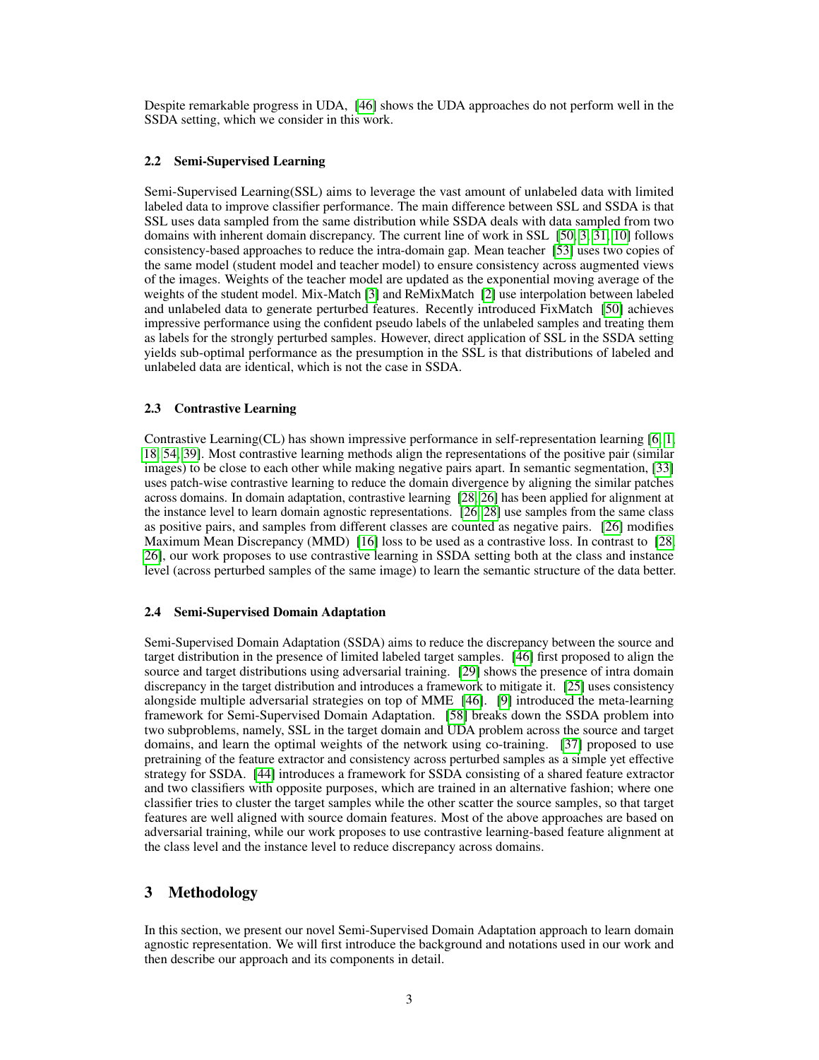Despite remarkable progress in UDA, [46] shows the UDA approaches do not perform well in the SSDA setting, which we consider in this work.

### 2.2 Semi-Supervised Learning

Semi-Supervised Learning(SSL) aims to leverage the vast amount of unlabeled data with limited labeled data to improve classifier performance. The main difference between SSL and SSDA is that SSL uses data sampled from the same distribution while SSDA deals with data sampled from two domains with inherent domain discrepancy. The current line of work in SSL [50, 3, 31, 10] follows consistency-based approaches to reduce the intra-domain gap. Mean teacher [53] uses two copies of the same model (student model and teacher model) to ensure consistency across augmented views of the images. Weights of the teacher model are updated as the exponential moving average of the weights of the student model. Mix-Match [3] and ReMixMatch [2] use interpolation between labeled and unlabeled data to generate perturbed features. Recently introduced FixMatch [50] achieves impressive performance using the confident pseudo labels of the unlabeled samples and treating them as labels for the strongly perturbed samples. However, direct application of SSL in the SSDA setting yields sub-optimal performance as the presumption in the SSL is that distributions of labeled and unlabeled data are identical, which is not the case in SSDA.

### 2.3 Contrastive Learning

Contrastive Learning(CL) has shown impressive performance in self-representation learning [6, 1, 18, 54, 39]. Most contrastive learning methods align the representations of the positive pair (similar images) to be close to each other while making negative pairs apart. In semantic segmentation, [33] uses patch-wise contrastive learning to reduce the domain divergence by aligning the similar patches across domains. In domain adaptation, contrastive learning [28, 26] has been applied for alignment at the instance level to learn domain agnostic representations. [26, 28] use samples from the same class as positive pairs, and samples from different classes are counted as negative pairs. [26] modifies Maximum Mean Discrepancy (MMD) [16] loss to be used as a contrastive loss. In contrast to [28, 26], our work proposes to use contrastive learning in SSDA setting both at the class and instance level (across perturbed samples of the same image) to learn the semantic structure of the data better.

### 2.4 Semi-Supervised Domain Adaptation

Semi-Supervised Domain Adaptation (SSDA) aims to reduce the discrepancy between the source and target distribution in the presence of limited labeled target samples. [46] first proposed to align the source and target distributions using adversarial training. [29] shows the presence of intra domain discrepancy in the target distribution and introduces a framework to mitigate it. [25] uses consistency alongside multiple adversarial strategies on top of MME [46]. [9] introduced the meta-learning framework for Semi-Supervised Domain Adaptation. [58] breaks down the SSDA problem into two subproblems, namely, SSL in the target domain and UDA problem across the source and target domains, and learn the optimal weights of the network using co-training. [37] proposed to use pretraining of the feature extractor and consistency across perturbed samples as a simple yet effective strategy for SSDA. [44] introduces a framework for SSDA consisting of a shared feature extractor and two classifiers with opposite purposes, which are trained in an alternative fashion; where one classifier tries to cluster the target samples while the other scatter the source samples, so that target features are well aligned with source domain features. Most of the above approaches are based on adversarial training, while our work proposes to use contrastive learning-based feature alignment at the class level and the instance level to reduce discrepancy across domains.

## 3 Methodology

In this section, we present our novel Semi-Supervised Domain Adaptation approach to learn domain agnostic representation. We will first introduce the background and notations used in our work and then describe our approach and its components in detail.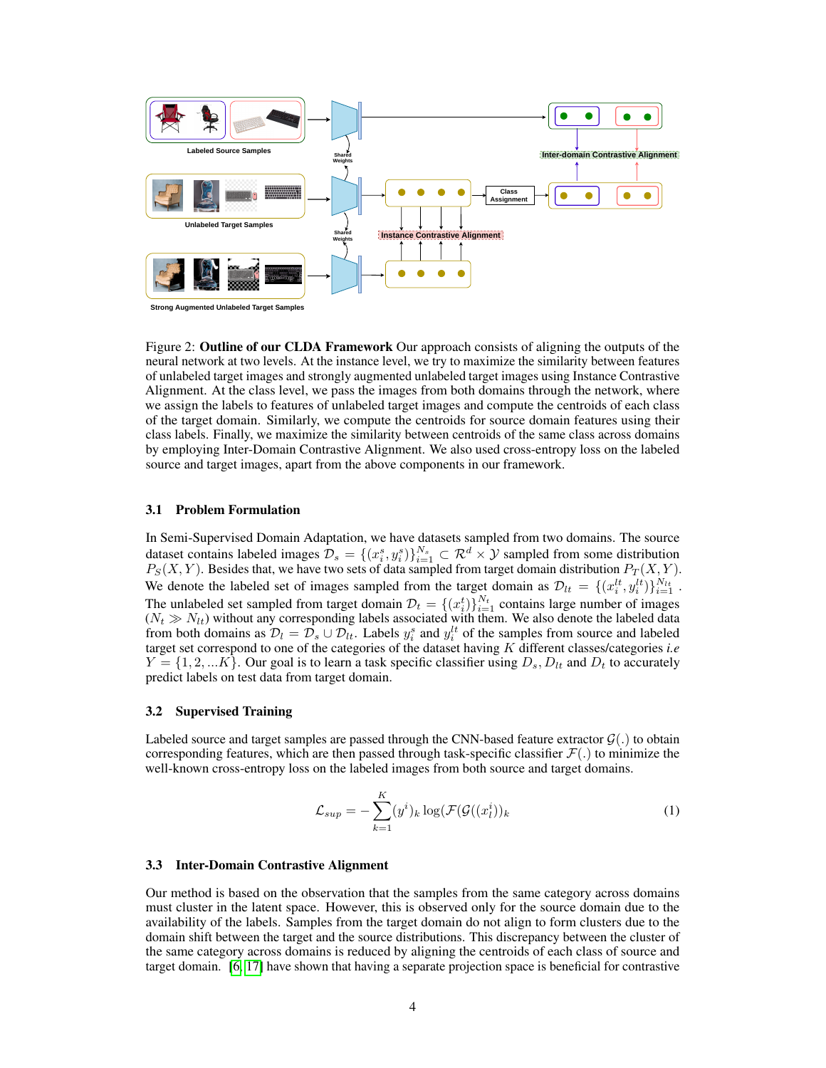Figure 2: **Outline of our CLDA Framework** Our approach consists of aligning the outputs of the neural network at two levels. At the instance level, we try to maximize the similarity between features of unlabeled target images and strongly augmented unlabeled target images using Instance Contrastive Alignment. At the class level, we pass the images from both domains through the network, where we assign the labels to features of unlabeled target images and compute the centroids of each class of the target domain. Similarly, we compute the centroids for source domain features using their class labels. Finally, we maximize the similarity between centroids of the same class across domains by employing Inter-Domain Contrastive Alignment. We also used cross-entropy loss on the labeled source and target images, apart from the above components in our framework.

### 3.1 Problem Formulation

In Semi-Supervised Domain Adaptation, we have datasets sampled from two domains. The source dataset contains labeled images $\mathcal{D}_s = \{(x_i^s, y_i^s)\}_{i=1}^{N_s} \subset \mathcal{R}^d \times \mathcal{Y}$ sampled from some distribution $P_S(X, Y)$. Besides that, we have two sets of data sampled from target domain distribution $P_T(X, Y)$. We denote the labeled set of images sampled from the target domain as $\mathcal{D}_{lt} = \{(x_i^{lt}, y_i^{lt})\}_{i=1}^{N_{lt}}$. The unlabeled set sampled from target domain $\mathcal{D}_t = \{(x_i^t)\}_{i=1}^{N_t}$ contains large number of images ($N_t \gg N_{lt}$) without any corresponding labels associated with them. We also denote the labeled data from both domains as $\mathcal{D}_l = \mathcal{D}_s \cup \mathcal{D}_{lt}$. Labels $y_i^s$ and $y_i^{lt}$ of the samples from source and labeled target set correspond to one of the categories of the dataset having $K$ different classes/categories *i.e* $Y = \{1, 2, ...K\}$. Our goal is to learn a task specific classifier using $D_s$, $D_{lt}$ and $D_t$ to accurately predict labels on test data from target domain.

### 3.2 Supervised Training

Labeled source and target samples are passed through the CNN-based feature extractor $\mathcal{G}(.)$ to obtain corresponding features, which are then passed through task-specific classifier $\mathcal{F}(.)$ to minimize the well-known cross-entropy loss on the labeled images from both source and target domains.

$$\mathcal{L}_{sup} = -\sum_{k=1}^{K} (y^i)_k \log(\mathcal{F}(\mathcal{G}((x_l^i))_k \tag{1}$$

### 3.3 Inter-Domain Contrastive Alignment

Our method is based on the observation that the samples from the same category across domains must cluster in the latent space. However, this is observed only for the source domain due to the availability of the labels. Samples from the target domain do not align to form clusters due to the domain shift between the target and the source distributions. This discrepancy between the cluster of the same category across domains is reduced by aligning the centroids of each class of source and target domain. [6, 17] have shown that having a separate projection space is beneficial for contrastive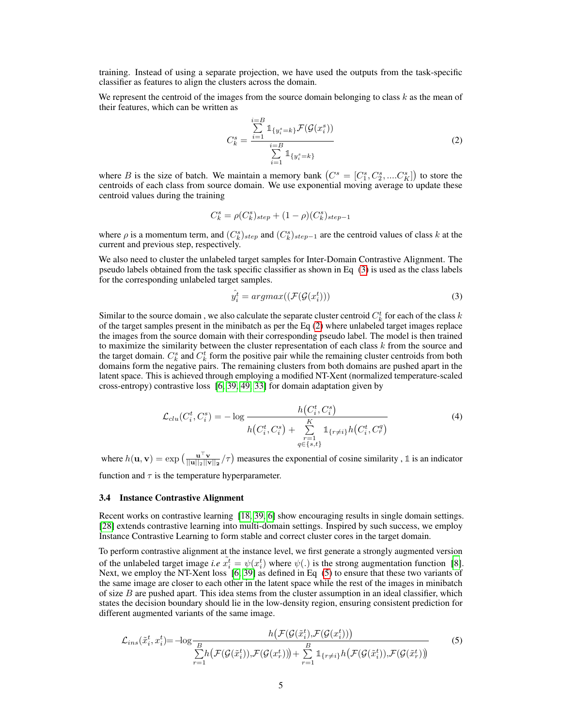training. Instead of using a separate projection, we have used the outputs from the task-specific classifier as features to align the clusters across the domain.

We represent the centroid of the images from the source domain belonging to class $k$ as the mean of their features, which can be written as

$$C_k^s = \frac{\sum_{i=1}^{i=B} \mathbb{1}_{\{y_i^s=k\}} \mathcal{F}(\mathcal{G}(x_i^s))}{\sum_{i=1}^{i=B} \mathbb{1}_{\{y_i^s=k\}}} \tag{2}$$

where $B$ is the size of batch. We maintain a memory bank $\left(C^s = [C_1^s, C_2^s, ....C_K^s]\right)$ to store the centroids of each class from source domain. We use exponential moving average to update these centroid values during the training

$$C_k^s = \rho(C_k^s)_{step} + (1-\rho)(C_k^s)_{step-1}$$

where $\rho$ is a momentum term, and $(C_k^s)_{step}$ and $(C_k^s)_{step-1}$ are the centroid values of class $k$ at the current and previous step, respectively.

We also need to cluster the unlabeled target samples for Inter-Domain Contrastive Alignment. The pseudo labels obtained from the task specific classifier as shown in Eq (3) is used as the class labels for the corresponding unlabeled target samples.

$$\hat{y_i^t} = argmax((\mathcal{F}(\mathcal{G}(x_i^t))) \tag{3}$$

Similar to the source domain , we also calculate the separate cluster centroid $C_k^t$ for each of the class $k$ of the target samples present in the minibatch as per the Eq (2) where unlabeled target images replace the images from the source domain with their corresponding pseudo label. The model is then trained to maximize the similarity between the cluster representation of each class $k$ from the source and the target domain. $C_k^s$ and $C_k^t$ form the positive pair while the remaining cluster centroids from both domains form the negative pairs. The remaining clusters from both domains are pushed apart in the latent space. This is achieved through employing a modified NT-Xent (normalized temperature-scaled cross-entropy) contrastive loss [6, 39, 49, 33] for domain adaptation given by

$$\mathcal{L}_{clu}(C_i^t, C_i^s) = -\log \frac{h\big(C_i^t, C_i^s\big)}{h\big(C_i^t, C_i^s\big) + \sum_{\substack{r=1 \\ q\in\{s,t\}}}^{K} \mathbb{1}_{\{r\neq i\}} h\big(C_i^t, C_r^q\big)} \tag{4}$$

where $h(\mathbf{u}, \mathbf{v}) = \exp\left(\frac{\mathbf{u}^\top \mathbf{v}}{||\mathbf{u}||_2 ||\mathbf{v}||_2}/\tau\right)$ measures the exponential of cosine similarity , $\mathbb{1}$ is an indicator function and $\tau$ is the temperature hyperparameter.

### 3.4 Instance Contrastive Alignment

Recent works on contrastive learning [18, 39, 6] show encouraging results in single domain settings. [28] extends contrastive learning into multi-domain settings. Inspired by such success, we employ Instance Contrastive Learning to form stable and correct cluster cores in the target domain.

To perform contrastive alignment at the instance level, we first generate a strongly augmented version of the unlabeled target image *i.e* $\tilde{x}_i^t = \psi(x_i^t)$ where $\psi(.)$ is the strong augmentation function [8]. Next, we employ the NT-Xent loss [6, 39] as defined in Eq (5) to ensure that these two variants of the same image are closer to each other in the latent space while the rest of the images in minibatch of size $B$ are pushed apart. This idea stems from the cluster assumption in an ideal classifier, which states the decision boundary should lie in the low-density region, ensuring consistent prediction for different augmented variants of the same image.

$$\mathcal{L}_{ins}(\tilde{x}_i^t, x_i^t) = -\log \frac{h\big(\mathcal{F}(\mathcal{G}(\tilde{x}_i^t), \mathcal{F}(\mathcal{G}(x_i^t))\big)}{\sum_{r=1}^{B} h\big(\mathcal{F}(\mathcal{G}(\tilde{x}_i^t)), \mathcal{F}(\mathcal{G}(x_r^t))\big) + \sum_{r=1}^{B} \mathbb{1}_{\{r\neq i\}} h\big(\mathcal{F}(\mathcal{G}(\tilde{x}_i^t)), \mathcal{F}(\mathcal{G}(\tilde{x}_r^t))\big)} \tag{5}$$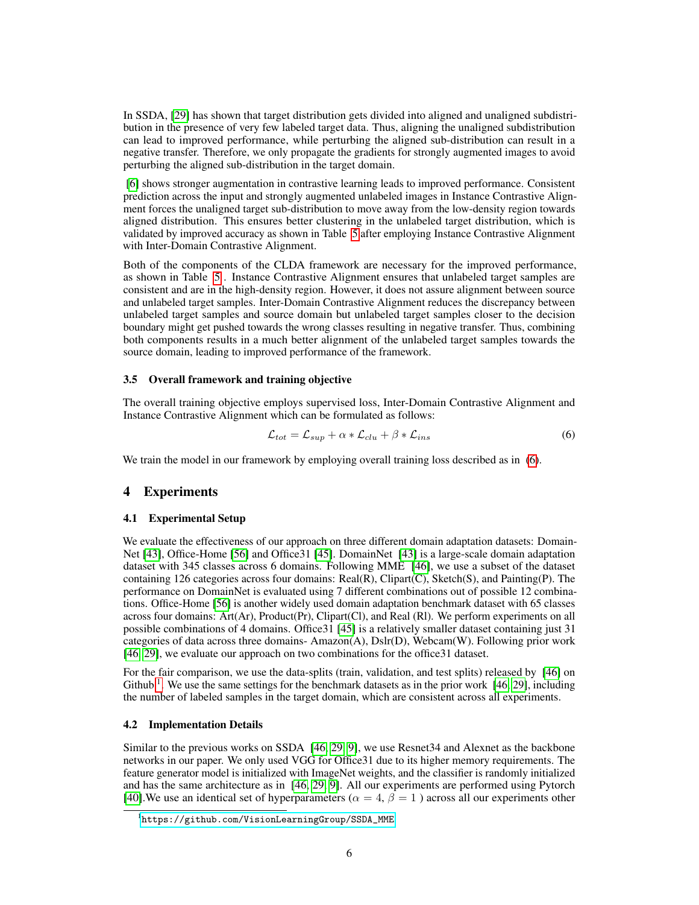In SSDA, [29] has shown that target distribution gets divided into aligned and unaligned subdistribution in the presence of very few labeled target data. Thus, aligning the unaligned subdistribution can lead to improved performance, while perturbing the aligned sub-distribution can result in a negative transfer. Therefore, we only propagate the gradients for strongly augmented images to avoid perturbing the aligned sub-distribution in the target domain.

[6] shows stronger augmentation in contrastive learning leads to improved performance. Consistent prediction across the input and strongly augmented unlabeled images in Instance Contrastive Alignment forces the unaligned target sub-distribution to move away from the low-density region towards aligned distribution. This ensures better clustering in the unlabeled target distribution, which is validated by improved accuracy as shown in Table 5 after employing Instance Contrastive Alignment with Inter-Domain Contrastive Alignment.

Both of the components of the CLDA framework are necessary for the improved performance, as shown in Table 5. Instance Contrastive Alignment ensures that unlabeled target samples are consistent and are in the high-density region. However, it does not assure alignment between source and unlabeled target samples. Inter-Domain Contrastive Alignment reduces the discrepancy between unlabeled target samples and source domain but unlabeled target samples closer to the decision boundary might get pushed towards the wrong classes resulting in negative transfer. Thus, combining both components results in a much better alignment of the unlabeled target samples towards the source domain, leading to improved performance of the framework.

### 3.5 Overall framework and training objective

The overall training objective employs supervised loss, Inter-Domain Contrastive Alignment and Instance Contrastive Alignment which can be formulated as follows:

$$\mathcal{L}_{tot} = \mathcal{L}_{sup} + \alpha * \mathcal{L}_{clu} + \beta * \mathcal{L}_{ins} \tag{6}$$

We train the model in our framework by employing overall training loss described as in (6).

## 4 Experiments

### 4.1 Experimental Setup

We evaluate the effectiveness of our approach on three different domain adaptation datasets: DomainNet [43], Office-Home [56] and Office31 [45]. DomainNet [43] is a large-scale domain adaptation dataset with 345 classes across 6 domains. Following MME [46], we use a subset of the dataset containing 126 categories across four domains: Real(R), Clipart(C), Sketch(S), and Painting(P). The performance on DomainNet is evaluated using 7 different combinations out of possible 12 combinations. Office-Home [56] is another widely used domain adaptation benchmark dataset with 65 classes across four domains: Art(Ar), Product(Pr), Clipart(Cl), and Real (Rl). We perform experiments on all possible combinations of 4 domains. Office31 [45] is a relatively smaller dataset containing just 31 categories of data across three domains- Amazon(A), Dslr(D), Webcam(W). Following prior work [46, 29], we evaluate our approach on two combinations for the office31 dataset.

For the fair comparison, we use the data-splits (train, validation, and test splits) released by [46] on Github [1]. We use the same settings for the benchmark datasets as in the prior work [46, 29], including the number of labeled samples in the target domain, which are consistent across all experiments.

### 4.2 Implementation Details

Similar to the previous works on SSDA [46, 29, 9], we use Resnet34 and Alexnet as the backbone networks in our paper. We only used VGG for Office31 due to its higher memory requirements. The feature generator model is initialized with ImageNet weights, and the classifier is randomly initialized and has the same architecture as in [46, 29, 9]. All our experiments are performed using Pytorch [40].We use an identical set of hyperparameters ($\alpha = 4$, $\beta = 1$ ) across all our experiments other

[1] https://github.com/VisionLearningGroup/SSDA_MME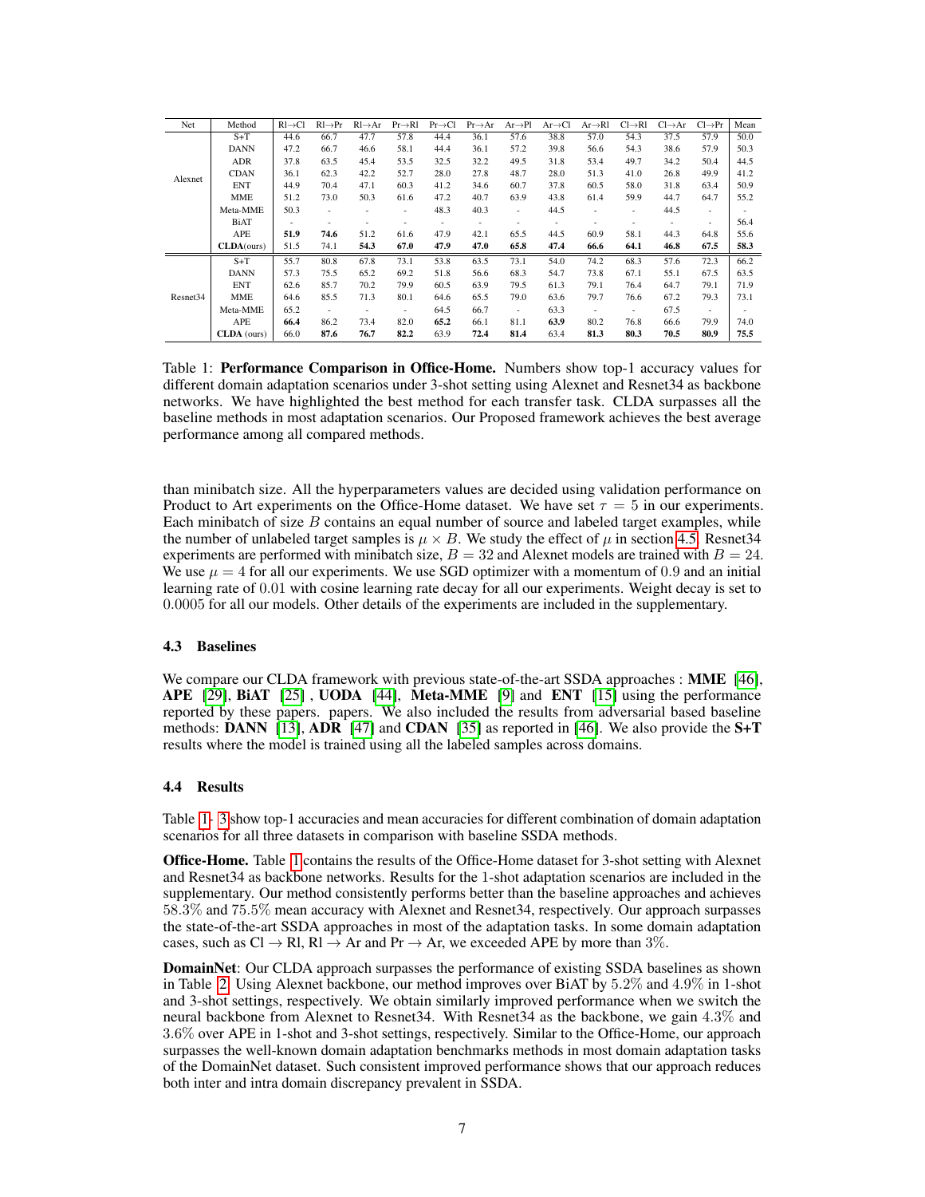| Net | Method | Rl→Cl | Rl→Pr | Rl→Ar | Pr→Rl | Pr→Cl | Pr→Ar | Ar→Pl | Ar→Cl | Ar→Rl | Cl→Rl | Cl→Ar | Cl→Pr | Mean |
|---|---|---|---|---|---|---|---|---|---|---|---|---|---|---|
| Alexnet | S+T | 44.6 | 66.7 | 47.7 | 57.8 | 44.4 | 36.1 | 57.6 | 38.8 | 57.0 | 54.3 | 37.5 | 57.9 | 50.0 |
| | DANN | 47.2 | 66.7 | 46.6 | 58.1 | 44.4 | 36.1 | 57.2 | 39.8 | 56.6 | 54.3 | 38.6 | 57.9 | 50.3 |
| | ADR | 37.8 | 63.5 | 45.4 | 53.5 | 32.5 | 32.2 | 49.5 | 31.8 | 53.4 | 49.7 | 34.2 | 50.4 | 44.5 |
| | CDAN | 36.1 | 62.3 | 42.2 | 52.7 | 28.0 | 27.8 | 48.7 | 28.0 | 51.3 | 41.0 | 26.8 | 49.9 | 41.2 |
| | ENT | 44.9 | 70.4 | 47.1 | 60.3 | 41.2 | 34.6 | 60.7 | 37.8 | 60.5 | 58.0 | 31.8 | 63.4 | 50.9 |
| | MME | 51.2 | 73.0 | 50.3 | 61.6 | 47.2 | 40.7 | 63.9 | 43.8 | 61.4 | 59.9 | 44.7 | 64.7 | 55.2 |
| | Meta-MME | 50.3 | - | - | - | 48.3 | 40.3 | - | 44.5 | - | - | 44.5 | - | - |
| | BiAT | - | - | - | - | - | - | - | - | - | - | - | - | 56.4 |
| | APE | **51.9** | **74.6** | 51.2 | 61.6 | 47.9 | 42.1 | 65.5 | 44.5 | 60.9 | 58.1 | 44.3 | 64.8 | 55.6 |
| | **CLDA**(ours) | 51.5 | 74.1 | **54.3** | **67.0** | **47.9** | **47.0** | **65.8** | **47.4** | **66.6** | **64.1** | **46.8** | **67.5** | **58.3** |
| Resnet34 | S+T | 55.7 | 80.8 | 67.8 | 73.1 | 53.8 | 63.5 | 73.1 | 54.0 | 74.2 | 68.3 | 57.6 | 72.3 | 66.2 |
| | DANN | 57.3 | 75.5 | 65.2 | 69.2 | 51.8 | 56.6 | 68.3 | 54.7 | 73.8 | 67.1 | 55.1 | 67.5 | 63.5 |
| | ENT | 62.6 | 85.7 | 70.2 | 79.9 | 60.5 | 63.9 | 79.5 | 61.3 | 79.1 | 76.4 | 64.7 | 79.1 | 71.9 |
| | MME | 64.6 | 85.5 | 71.3 | 80.1 | 64.6 | 65.5 | 79.0 | 63.6 | 79.7 | 76.6 | 67.2 | 79.3 | 73.1 |
| | Meta-MME | 65.2 | - | - | - | 64.5 | 66.7 | - | 63.3 | - | - | 67.5 | - | - |
| | APE | **66.4** | 86.2 | 73.4 | 82.0 | **65.2** | 66.1 | 81.1 | **63.9** | 80.2 | 76.8 | 66.6 | 79.9 | 74.0 |
| | **CLDA** (ours) | 66.0 | **87.6** | **76.7** | **82.2** | 63.9 | **72.4** | **81.4** | 63.4 | **81.3** | **80.3** | **70.5** | **80.9** | **75.5** |

Table 1: **Performance Comparison in Office-Home.** Numbers show top-1 accuracy values for different domain adaptation scenarios under 3-shot setting using Alexnet and Resnet34 as backbone networks. We have highlighted the best method for each transfer task. CLDA surpasses all the baseline methods in most adaptation scenarios. Our Proposed framework achieves the best average performance among all compared methods.

than minibatch size. All the hyperparameters values are decided using validation performance on Product to Art experiments on the Office-Home dataset. We have set $\tau = 5$ in our experiments. Each minibatch of size $B$ contains an equal number of source and labeled target examples, while the number of unlabeled target samples is $\mu \times B$. We study the effect of $\mu$ in section 4.5. Resnet34 experiments are performed with minibatch size, $B = 32$ and Alexnet models are trained with $B = 24$. We use $\mu = 4$ for all our experiments. We use SGD optimizer with a momentum of $0.9$ and an initial learning rate of $0.01$ with cosine learning rate decay for all our experiments. Weight decay is set to $0.0005$ for all our models. Other details of the experiments are included in the supplementary.

### 4.3 Baselines

We compare our CLDA framework with previous state-of-the-art SSDA approaches : **MME** [46], **APE** [29], **BiAT** [25] , **UODA** [44], **Meta-MME** [9] and **ENT** [15] using the performance reported by these papers. papers. We also included the results from adversarial based baseline methods: **DANN** [13], **ADR** [47] and **CDAN** [35] as reported in [46]. We also provide the **S+T** results where the model is trained using all the labeled samples across domains.

### 4.4 Results

Table 1- 3 show top-1 accuracies and mean accuracies for different combination of domain adaptation scenarios for all three datasets in comparison with baseline SSDA methods.

**Office-Home.** Table 1 contains the results of the Office-Home dataset for 3-shot setting with Alexnet and Resnet34 as backbone networks. Results for the 1-shot adaptation scenarios are included in the supplementary. Our method consistently performs better than the baseline approaches and achieves $58.3\%$ and $75.5\%$ mean accuracy with Alexnet and Resnet34, respectively. Our approach surpasses the state-of-the-art SSDA approaches in most of the adaptation tasks. In some domain adaptation cases, such as Cl $\rightarrow$ Rl, Rl $\rightarrow$ Ar and Pr $\rightarrow$ Ar, we exceeded APE by more than $3\%$.

**DomainNet**: Our CLDA approach surpasses the performance of existing SSDA baselines as shown in Table 2. Using Alexnet backbone, our method improves over BiAT by $5.2\%$ and $4.9\%$ in 1-shot and 3-shot settings, respectively. We obtain similarly improved performance when we switch the neural backbone from Alexnet to Resnet34. With Resnet34 as the backbone, we gain $4.3\%$ and $3.6\%$ over APE in 1-shot and 3-shot settings, respectively. Similar to the Office-Home, our approach surpasses the well-known domain adaptation benchmarks methods in most domain adaptation tasks of the DomainNet dataset. Such consistent improved performance shows that our approach reduces both inter and intra domain discrepancy prevalent in SSDA.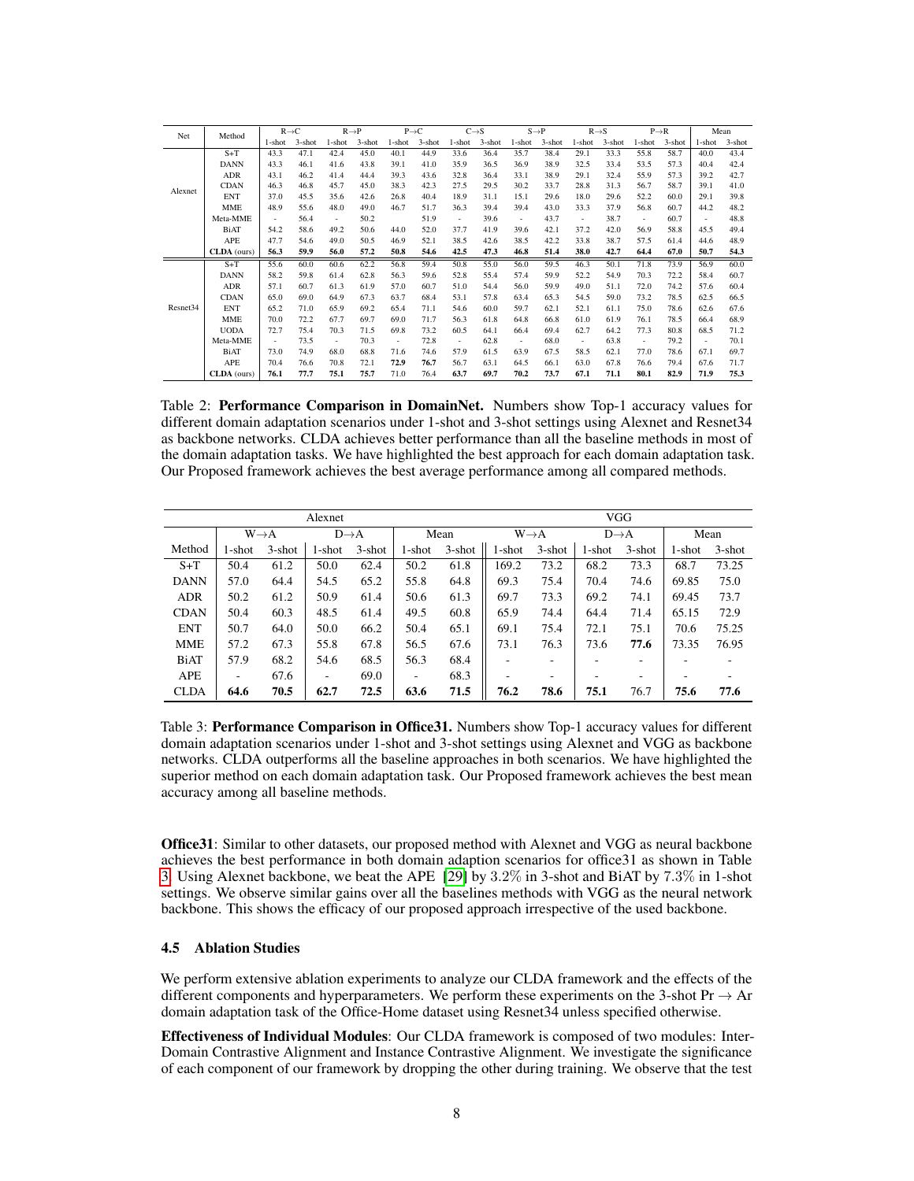| Net | Method | R→C | | R→P | | P→C | | C→S | | S→P | | R→S | | P→R | | Mean | |
|---|---|---|---|---|---|---|---|---|---|---|---|---|---|---|---|---|---|
| | | 1-shot | 3-shot | 1-shot | 3-shot | 1-shot | 3-shot | 1-shot | 3-shot | 1-shot | 3-shot | 1-shot | 3-shot | 1-shot | 3-shot | 1-shot | 3-shot |
| Alexnet | S+T | 43.3 | 47.1 | 42.4 | 45.0 | 40.1 | 44.9 | 33.6 | 36.4 | 35.7 | 38.4 | 29.1 | 33.3 | 55.8 | 58.7 | 40.0 | 43.4 |
| | DANN | 43.3 | 46.1 | 41.6 | 43.8 | 39.1 | 41.0 | 35.9 | 36.5 | 36.9 | 38.9 | 32.5 | 33.4 | 53.5 | 57.3 | 40.4 | 42.4 |
| | ADR | 43.1 | 46.2 | 41.4 | 44.4 | 39.3 | 43.6 | 32.8 | 36.4 | 33.1 | 38.9 | 29.1 | 32.4 | 55.9 | 57.3 | 39.2 | 42.7 |
| | CDAN | 46.3 | 46.8 | 45.7 | 45.0 | 38.3 | 42.3 | 27.5 | 29.5 | 30.2 | 33.7 | 28.8 | 31.3 | 56.7 | 58.7 | 39.1 | 41.0 |
| | ENT | 37.0 | 45.5 | 35.6 | 42.6 | 26.8 | 40.4 | 18.9 | 31.1 | 15.1 | 29.6 | 18.0 | 29.6 | 52.2 | 60.0 | 29.1 | 39.8 |
| | MME | 48.9 | 55.6 | 48.0 | 49.0 | 46.7 | 51.7 | 36.3 | 39.4 | 39.4 | 43.0 | 33.3 | 37.9 | 56.8 | 60.7 | 44.2 | 48.2 |
| | Meta-MME | - | 56.4 | - | 50.2 | | 51.9 | - | 39.6 | - | 43.7 | - | 38.7 | - | 60.7 | - | 48.8 |
| | BiAT | 54.2 | 58.6 | 49.2 | 50.6 | 44.0 | 52.0 | 37.7 | 41.9 | 39.6 | 42.1 | 37.2 | 42.0 | 56.9 | 58.8 | 45.5 | 49.4 |
| | APE | 47.7 | 54.6 | 49.0 | 50.5 | 46.9 | 52.1 | 38.5 | 42.6 | 38.5 | 42.2 | 33.8 | 38.7 | 57.5 | 61.4 | 44.6 | 48.9 |
| | **CLDA** (ours) | **56.3** | **59.9** | **56.0** | **57.2** | **50.8** | **54.6** | **42.5** | **47.3** | **46.8** | **51.4** | **38.0** | **42.7** | **64.4** | **67.0** | **50.7** | **54.3** |
| Resnet34 | S+T | 55.6 | 60.0 | 60.6 | 62.2 | 56.8 | 59.4 | 50.8 | 55.0 | 56.0 | 59.5 | 46.3 | 50.1 | 71.8 | 73.9 | 56.9 | 60.0 |
| | DANN | 58.2 | 59.8 | 61.4 | 62.8 | 56.3 | 59.6 | 52.8 | 55.4 | 57.4 | 59.9 | 52.2 | 54.9 | 70.3 | 72.2 | 58.4 | 60.7 |
| | ADR | 57.1 | 60.7 | 61.3 | 61.9 | 57.0 | 60.7 | 51.0 | 54.4 | 56.0 | 59.9 | 49.0 | 51.1 | 72.0 | 74.2 | 57.6 | 60.4 |
| | CDAN | 65.0 | 69.0 | 64.9 | 67.3 | 63.7 | 68.4 | 53.1 | 57.8 | 63.4 | 65.3 | 54.5 | 59.0 | 73.2 | 78.5 | 62.5 | 66.5 |
| | ENT | 65.2 | 71.0 | 65.9 | 69.2 | 65.4 | 71.1 | 54.6 | 60.0 | 59.7 | 62.1 | 52.1 | 61.1 | 75.0 | 78.6 | 62.6 | 67.6 |
| | MME | 70.0 | 72.2 | 67.7 | 69.7 | 69.0 | 71.7 | 56.3 | 61.8 | 64.8 | 66.8 | 61.0 | 61.9 | 76.1 | 78.5 | 66.4 | 68.9 |
| | UODA | 72.7 | 75.4 | 70.3 | 71.5 | 69.8 | 73.2 | 60.5 | 64.1 | 66.4 | 69.4 | 62.7 | 64.2 | 77.3 | 80.8 | 68.5 | 71.2 |
| | Meta-MME | - | 73.5 | - | 70.3 | - | 72.8 | - | 62.8 | - | 68.0 | - | 63.8 | - | 79.2 | - | 70.1 |
| | BiAT | 73.0 | 74.9 | 68.0 | 68.8 | 71.6 | 74.6 | 57.9 | 61.5 | 63.9 | 67.5 | 58.5 | 62.1 | 77.0 | 78.6 | 67.1 | 69.7 |
| | APE | 70.4 | 76.6 | 70.8 | 72.1 | **72.9** | **76.7** | 56.7 | 63.1 | 64.5 | 66.1 | 63.0 | 67.8 | 76.6 | 79.4 | 67.6 | 71.7 |
| | **CLDA** (ours) | **76.1** | **77.7** | **75.1** | **75.7** | 71.0 | 76.4 | **63.7** | **69.7** | **70.2** | **73.7** | **67.1** | **71.1** | **80.1** | **82.9** | **71.9** | **75.3** |

Table 2: **Performance Comparison in DomainNet.** Numbers show Top-1 accuracy values for different domain adaptation scenarios under 1-shot and 3-shot settings using Alexnet and Resnet34 as backbone networks. CLDA achieves better performance than all the baseline methods in most of the domain adaptation tasks. We have highlighted the best approach for each domain adaptation task. Our Proposed framework achieves the best average performance among all compared methods.

| | Alexnet | | | | | | VGG | | | | | |
|---|---|---|---|---|---|---|---|---|---|---|---|---|
| | W→A | | D→A | | Mean | | W→A | | D→A | | Mean | |
| Method | 1-shot | 3-shot | 1-shot | 3-shot | 1-shot | 3-shot | 1-shot | 3-shot | 1-shot | 3-shot | 1-shot | 3-shot |
| S+T | 50.4 | 61.2 | 50.0 | 62.4 | 50.2 | 61.8 | 169.2 | 73.2 | 68.2 | 73.3 | 68.7 | 73.25 |
| DANN | 57.0 | 64.4 | 54.5 | 65.2 | 55.8 | 64.8 | 69.3 | 75.4 | 70.4 | 74.6 | 69.85 | 75.0 |
| ADR | 50.2 | 61.2 | 50.9 | 61.4 | 50.6 | 61.3 | 69.7 | 73.3 | 69.2 | 74.1 | 69.45 | 73.7 |
| CDAN | 50.4 | 60.3 | 48.5 | 61.4 | 49.5 | 60.8 | 65.9 | 74.4 | 64.4 | 71.4 | 65.15 | 72.9 |
| ENT | 50.7 | 64.0 | 50.0 | 66.2 | 50.4 | 65.1 | 69.1 | 75.4 | 72.1 | 75.1 | 70.6 | 75.25 |
| MME | 57.2 | 67.3 | 55.8 | 67.8 | 56.5 | 67.6 | 73.1 | 76.3 | 73.6 | **77.6** | 73.35 | 76.95 |
| BiAT | 57.9 | 68.2 | 54.6 | 68.5 | 56.3 | 68.4 | - | - | - | - | - | - |
| APE | - | 67.6 | - | 69.0 | - | 68.3 | - | - | - | - | - | - |
| CLDA | **64.6** | **70.5** | **62.7** | **72.5** | **63.6** | **71.5** | **76.2** | **78.6** | **75.1** | 76.7 | **75.6** | **77.6** |

Table 3: **Performance Comparison in Office31.** Numbers show Top-1 accuracy values for different domain adaptation scenarios under 1-shot and 3-shot settings using Alexnet and VGG as backbone networks. CLDA outperforms all the baseline approaches in both scenarios. We have highlighted the superior method on each domain adaptation task. Our Proposed framework achieves the best mean accuracy among all baseline methods.

**Office31**: Similar to other datasets, our proposed method with Alexnet and VGG as neural backbone achieves the best performance in both domain adaption scenarios for office31 as shown in Table 3. Using Alexnet backbone, we beat the APE [29] by 3.2% in 3-shot and BiAT by 7.3% in 1-shot settings. We observe similar gains over all the baselines methods with VGG as the neural network backbone. This shows the efficacy of our proposed approach irrespective of the used backbone.

### 4.5 Ablation Studies

We perform extensive ablation experiments to analyze our CLDA framework and the effects of the different components and hyperparameters. We perform these experiments on the 3-shot Pr → Ar domain adaptation task of the Office-Home dataset using Resnet34 unless specified otherwise.

**Effectiveness of Individual Modules**: Our CLDA framework is composed of two modules: Inter-Domain Contrastive Alignment and Instance Contrastive Alignment. We investigate the significance of each component of our framework by dropping the other during training. We observe that the test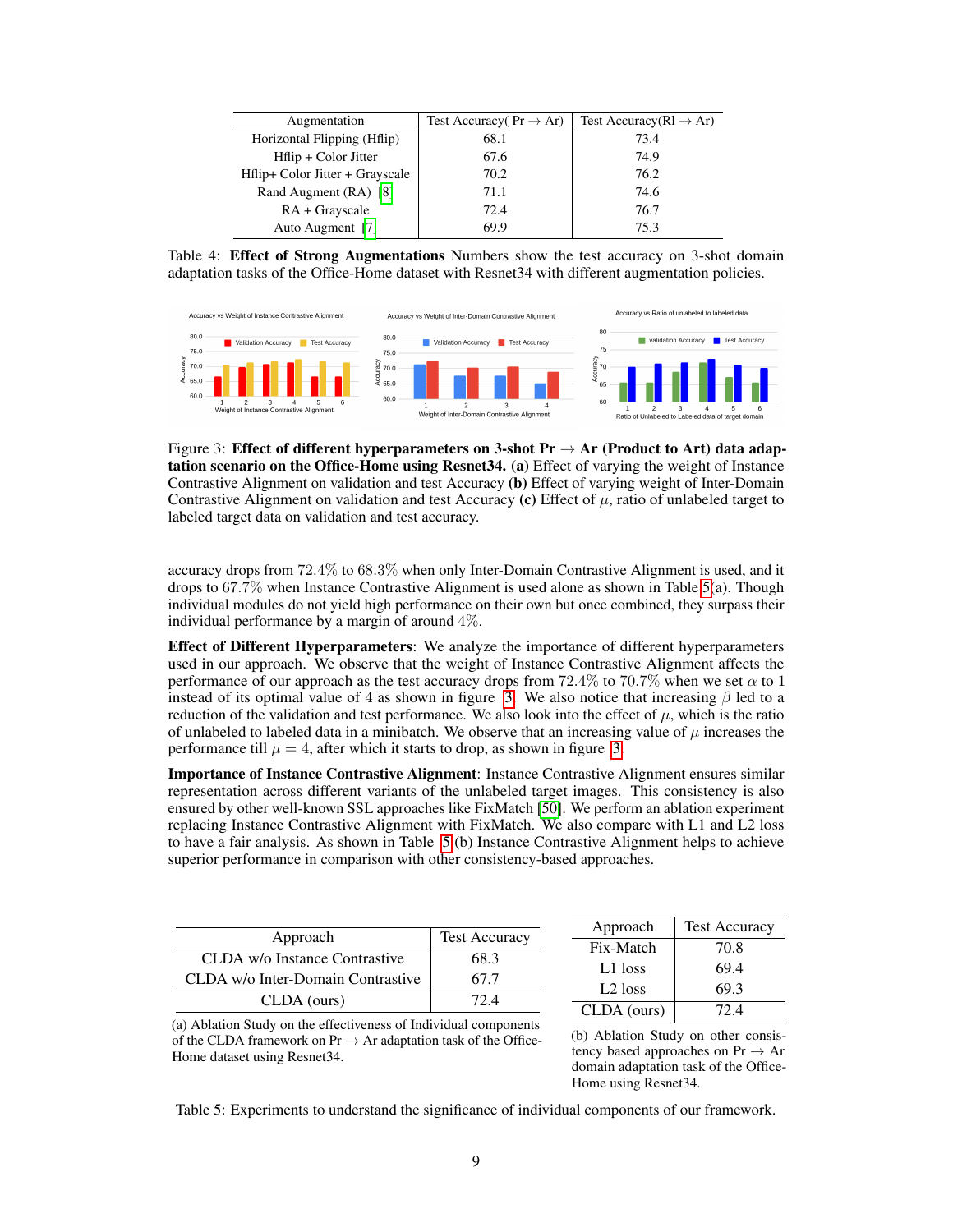| Augmentation | Test Accuracy( Pr → Ar) | Test Accuracy(Rl → Ar) |
|---|---|---|
| Horizontal Flipping (Hflip) | 68.1 | 73.4 |
| Hflip + Color Jitter | 67.6 | 74.9 |
| Hflip+ Color Jitter + Grayscale | 70.2 | 76.2 |
| Rand Augment (RA) [8] | 71.1 | 74.6 |
| RA + Grayscale | 72.4 | 76.7 |
| Auto Augment [7] | 69.9 | 75.3 |

Table 4: **Effect of Strong Augmentations** Numbers show the test accuracy on 3-shot domain adaptation tasks of the Office-Home dataset with Resnet34 with different augmentation policies.

Figure 3: **Effect of different hyperparameters on 3-shot Pr → Ar (Product to Art) data adaptation scenario on the Office-Home using Resnet34. (a)** Effect of varying the weight of Instance Contrastive Alignment on validation and test Accuracy **(b)** Effect of varying weight of Inter-Domain Contrastive Alignment on validation and test Accuracy **(c)** Effect of $\mu$, ratio of unlabeled target to labeled target data on validation and test accuracy.

accuracy drops from 72.4% to 68.3% when only Inter-Domain Contrastive Alignment is used, and it drops to 67.7% when Instance Contrastive Alignment is used alone as shown in Table 5(a). Though individual modules do not yield high performance on their own but once combined, they surpass their individual performance by a margin of around 4%.

**Effect of Different Hyperparameters**: We analyze the importance of different hyperparameters used in our approach. We observe that the weight of Instance Contrastive Alignment affects the performance of our approach as the test accuracy drops from 72.4% to 70.7% when we set $\alpha$ to 1 instead of its optimal value of 4 as shown in figure 3. We also notice that increasing $\beta$ led to a reduction of the validation and test performance. We also look into the effect of $\mu$, which is the ratio of unlabeled to labeled data in a minibatch. We observe that an increasing value of $\mu$ increases the performance till $\mu = 4$, after which it starts to drop, as shown in figure 3.

**Importance of Instance Contrastive Alignment**: Instance Contrastive Alignment ensures similar representation across different variants of the unlabeled target images. This consistency is also ensured by other well-known SSL approaches like FixMatch [50]. We perform an ablation experiment replacing Instance Contrastive Alignment with FixMatch. We also compare with L1 and L2 loss to have a fair analysis. As shown in Table 5(b) Instance Contrastive Alignment helps to achieve superior performance in comparison with other consistency-based approaches.

| Approach | Test Accuracy |
|---|---|
| CLDA w/o Instance Contrastive | 68.3 |
| CLDA w/o Inter-Domain Contrastive | 67.7 |
| CLDA (ours) | 72.4 |

(a) Ablation Study on the effectiveness of Individual components of the CLDA framework on Pr → Ar adaptation task of the Office-Home dataset using Resnet34.

| Approach | Test Accuracy |
|---|---|
| Fix-Match | 70.8 |
| L1 loss | 69.4 |
| L2 loss | 69.3 |
| CLDA (ours) | 72.4 |

(b) Ablation Study on other consistency based approaches on Pr → Ar domain adaptation task of the Office-Home using Resnet34.

Table 5: Experiments to understand the significance of individual components of our framework.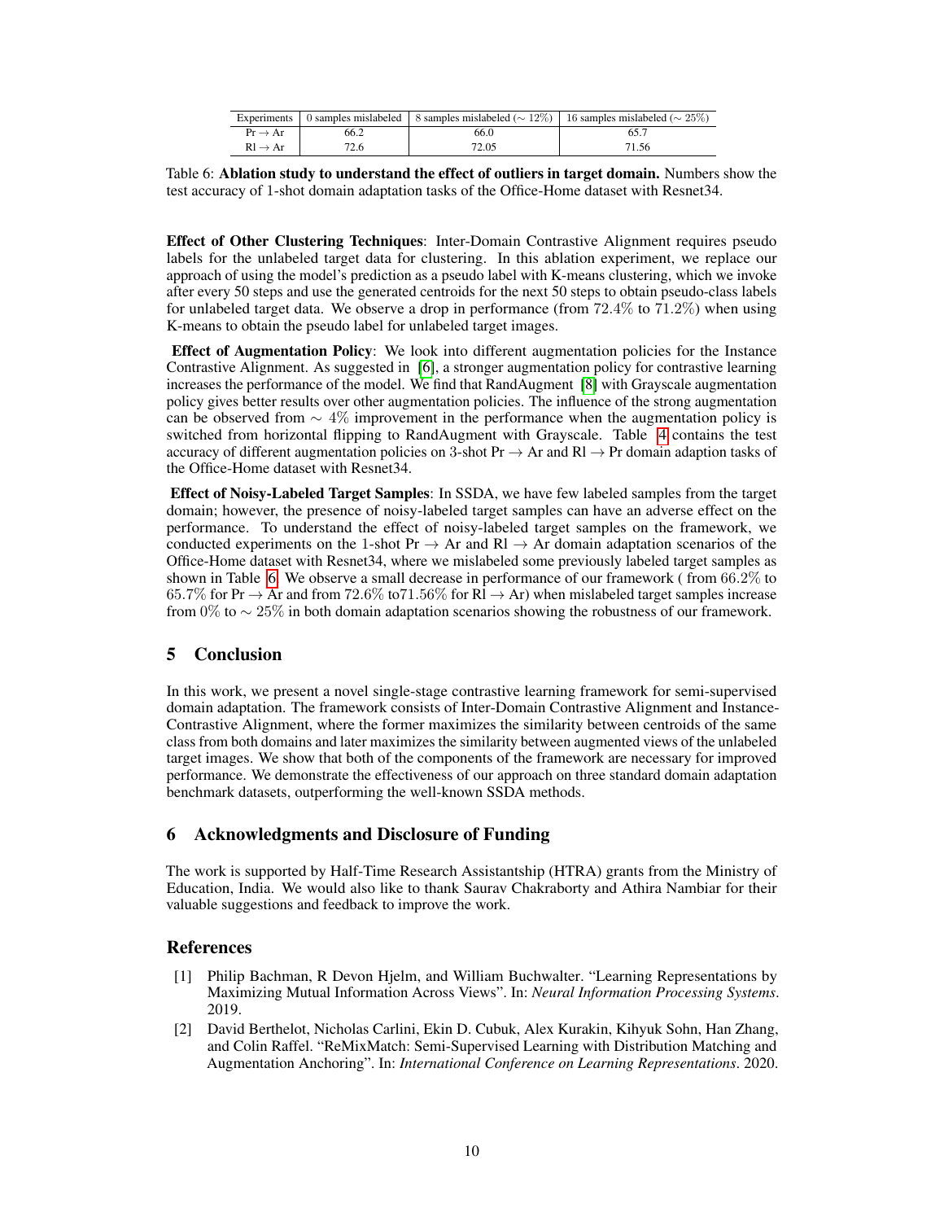| Experiments | 0 samples mislabeled | 8 samples mislabeled ($\sim 12\%$) | 16 samples mislabeled ($\sim 25\%$) |
|---|---|---|---|
| Pr → Ar | 66.2 | 66.0 | 65.7 |
| Rl → Ar | 72.6 | 72.05 | 71.56 |

Table 6: **Ablation study to understand the effect of outliers in target domain.** Numbers show the test accuracy of 1-shot domain adaptation tasks of the Office-Home dataset with Resnet34.

**Effect of Other Clustering Techniques**: Inter-Domain Contrastive Alignment requires pseudo labels for the unlabeled target data for clustering. In this ablation experiment, we replace our approach of using the model's prediction as a pseudo label with K-means clustering, which we invoke after every 50 steps and use the generated centroids for the next 50 steps to obtain pseudo-class labels for unlabeled target data. We observe a drop in performance (from 72.4% to 71.2%) when using K-means to obtain the pseudo label for unlabeled target images.

**Effect of Augmentation Policy**: We look into different augmentation policies for the Instance Contrastive Alignment. As suggested in [6], a stronger augmentation policy for contrastive learning increases the performance of the model. We find that RandAugment [8] with Grayscale augmentation policy gives better results over other augmentation policies. The influence of the strong augmentation can be observed from $\sim 4\%$ improvement in the performance when the augmentation policy is switched from horizontal flipping to RandAugment with Grayscale. Table 4 contains the test accuracy of different augmentation policies on 3-shot Pr → Ar and Rl → Pr domain adaption tasks of the Office-Home dataset with Resnet34.

**Effect of Noisy-Labeled Target Samples**: In SSDA, we have few labeled samples from the target domain; however, the presence of noisy-labeled target samples can have an adverse effect on the performance. To understand the effect of noisy-labeled target samples on the framework, we conducted experiments on the 1-shot Pr → Ar and Rl → Ar domain adaptation scenarios of the Office-Home dataset with Resnet34, where we mislabeled some previously labeled target samples as shown in Table 6. We observe a small decrease in performance of our framework ( from 66.2% to 65.7% for Pr → Ar and from 72.6% to71.56% for Rl → Ar) when mislabeled target samples increase from 0% to $\sim 25\%$ in both domain adaptation scenarios showing the robustness of our framework.

## 5 Conclusion

In this work, we present a novel single-stage contrastive learning framework for semi-supervised domain adaptation. The framework consists of Inter-Domain Contrastive Alignment and Instance-Contrastive Alignment, where the former maximizes the similarity between centroids of the same class from both domains and later maximizes the similarity between augmented views of the unlabeled target images. We show that both of the components of the framework are necessary for improved performance. We demonstrate the effectiveness of our approach on three standard domain adaptation benchmark datasets, outperforming the well-known SSDA methods.

## 6 Acknowledgments and Disclosure of Funding

The work is supported by Half-Time Research Assistantship (HTRA) grants from the Ministry of Education, India. We would also like to thank Saurav Chakraborty and Athira Nambiar for their valuable suggestions and feedback to improve the work.

## References

[1] Philip Bachman, R Devon Hjelm, and William Buchwalter. "Learning Representations by Maximizing Mutual Information Across Views". In: *Neural Information Processing Systems*. 2019.

[2] David Berthelot, Nicholas Carlini, Ekin D. Cubuk, Alex Kurakin, Kihyuk Sohn, Han Zhang, and Colin Raffel. "ReMixMatch: Semi-Supervised Learning with Distribution Matching and Augmentation Anchoring". In: *International Conference on Learning Representations*. 2020.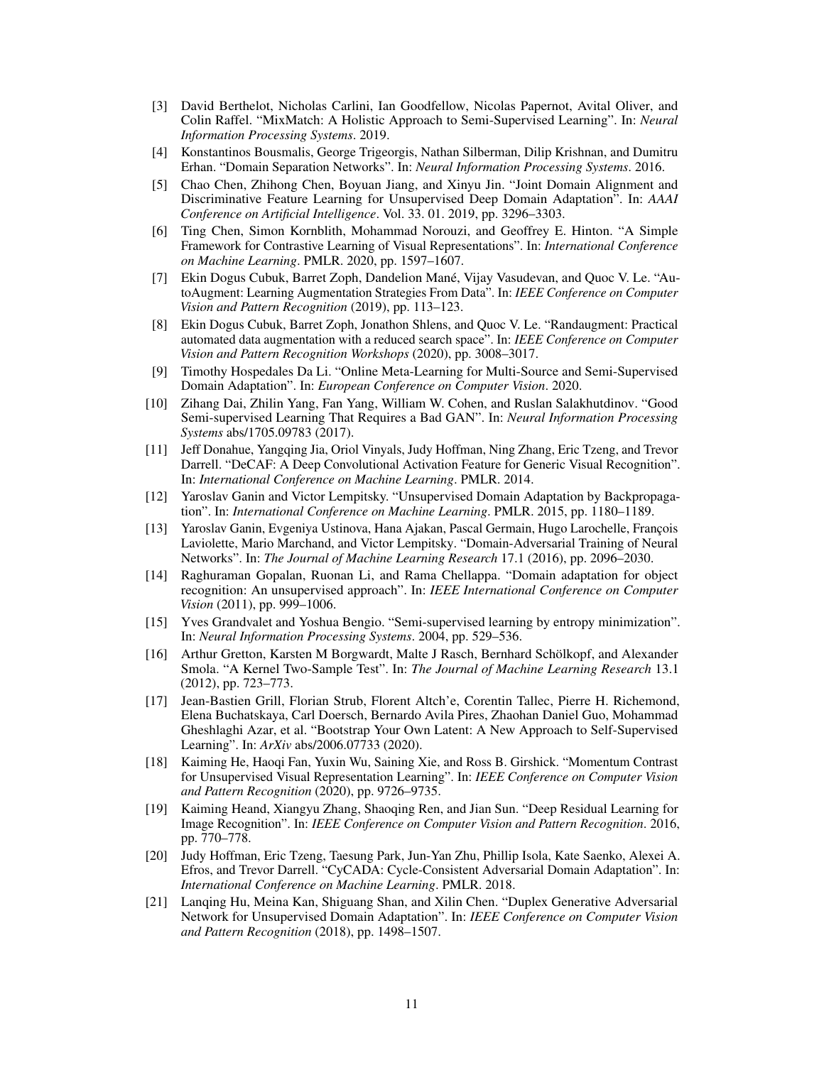[3] David Berthelot, Nicholas Carlini, Ian Goodfellow, Nicolas Papernot, Avital Oliver, and Colin Raffel. "MixMatch: A Holistic Approach to Semi-Supervised Learning". In: *Neural Information Processing Systems*. 2019.

[4] Konstantinos Bousmalis, George Trigeorgis, Nathan Silberman, Dilip Krishnan, and Dumitru Erhan. "Domain Separation Networks". In: *Neural Information Processing Systems*. 2016.

[5] Chao Chen, Zhihong Chen, Boyuan Jiang, and Xinyu Jin. "Joint Domain Alignment and Discriminative Feature Learning for Unsupervised Deep Domain Adaptation". In: *AAAI Conference on Artificial Intelligence*. Vol. 33. 01. 2019, pp. 3296–3303.

[6] Ting Chen, Simon Kornblith, Mohammad Norouzi, and Geoffrey E. Hinton. "A Simple Framework for Contrastive Learning of Visual Representations". In: *International Conference on Machine Learning*. PMLR. 2020, pp. 1597–1607.

[7] Ekin Dogus Cubuk, Barret Zoph, Dandelion Mané, Vijay Vasudevan, and Quoc V. Le. "AutoAugment: Learning Augmentation Strategies From Data". In: *IEEE Conference on Computer Vision and Pattern Recognition* (2019), pp. 113–123.

[8] Ekin Dogus Cubuk, Barret Zoph, Jonathon Shlens, and Quoc V. Le. "Randaugment: Practical automated data augmentation with a reduced search space". In: *IEEE Conference on Computer Vision and Pattern Recognition Workshops* (2020), pp. 3008–3017.

[9] Timothy Hospedales Da Li. "Online Meta-Learning for Multi-Source and Semi-Supervised Domain Adaptation". In: *European Conference on Computer Vision*. 2020.

[10] Zihang Dai, Zhilin Yang, Fan Yang, William W. Cohen, and Ruslan Salakhutdinov. "Good Semi-supervised Learning That Requires a Bad GAN". In: *Neural Information Processing Systems* abs/1705.09783 (2017).

[11] Jeff Donahue, Yangqing Jia, Oriol Vinyals, Judy Hoffman, Ning Zhang, Eric Tzeng, and Trevor Darrell. "DeCAF: A Deep Convolutional Activation Feature for Generic Visual Recognition". In: *International Conference on Machine Learning*. PMLR. 2014.

[12] Yaroslav Ganin and Victor Lempitsky. "Unsupervised Domain Adaptation by Backpropagation". In: *International Conference on Machine Learning*. PMLR. 2015, pp. 1180–1189.

[13] Yaroslav Ganin, Evgeniya Ustinova, Hana Ajakan, Pascal Germain, Hugo Larochelle, François Laviolette, Mario Marchand, and Victor Lempitsky. "Domain-Adversarial Training of Neural Networks". In: *The Journal of Machine Learning Research* 17.1 (2016), pp. 2096–2030.

[14] Raghuraman Gopalan, Ruonan Li, and Rama Chellappa. "Domain adaptation for object recognition: An unsupervised approach". In: *IEEE International Conference on Computer Vision* (2011), pp. 999–1006.

[15] Yves Grandvalet and Yoshua Bengio. "Semi-supervised learning by entropy minimization". In: *Neural Information Processing Systems*. 2004, pp. 529–536.

[16] Arthur Gretton, Karsten M Borgwardt, Malte J Rasch, Bernhard Schölkopf, and Alexander Smola. "A Kernel Two-Sample Test". In: *The Journal of Machine Learning Research* 13.1 (2012), pp. 723–773.

[17] Jean-Bastien Grill, Florian Strub, Florent Altch'e, Corentin Tallec, Pierre H. Richemond, Elena Buchatskaya, Carl Doersch, Bernardo Avila Pires, Zhaohan Daniel Guo, Mohammad Gheshlaghi Azar, et al. "Bootstrap Your Own Latent: A New Approach to Self-Supervised Learning". In: *ArXiv* abs/2006.07733 (2020).

[18] Kaiming He, Haoqi Fan, Yuxin Wu, Saining Xie, and Ross B. Girshick. "Momentum Contrast for Unsupervised Visual Representation Learning". In: *IEEE Conference on Computer Vision and Pattern Recognition* (2020), pp. 9726–9735.

[19] Kaiming Heand, Xiangyu Zhang, Shaoqing Ren, and Jian Sun. "Deep Residual Learning for Image Recognition". In: *IEEE Conference on Computer Vision and Pattern Recognition*. 2016, pp. 770–778.

[20] Judy Hoffman, Eric Tzeng, Taesung Park, Jun-Yan Zhu, Phillip Isola, Kate Saenko, Alexei A. Efros, and Trevor Darrell. "CyCADA: Cycle-Consistent Adversarial Domain Adaptation". In: *International Conference on Machine Learning*. PMLR. 2018.

[21] Lanqing Hu, Meina Kan, Shiguang Shan, and Xilin Chen. "Duplex Generative Adversarial Network for Unsupervised Domain Adaptation". In: *IEEE Conference on Computer Vision and Pattern Recognition* (2018), pp. 1498–1507.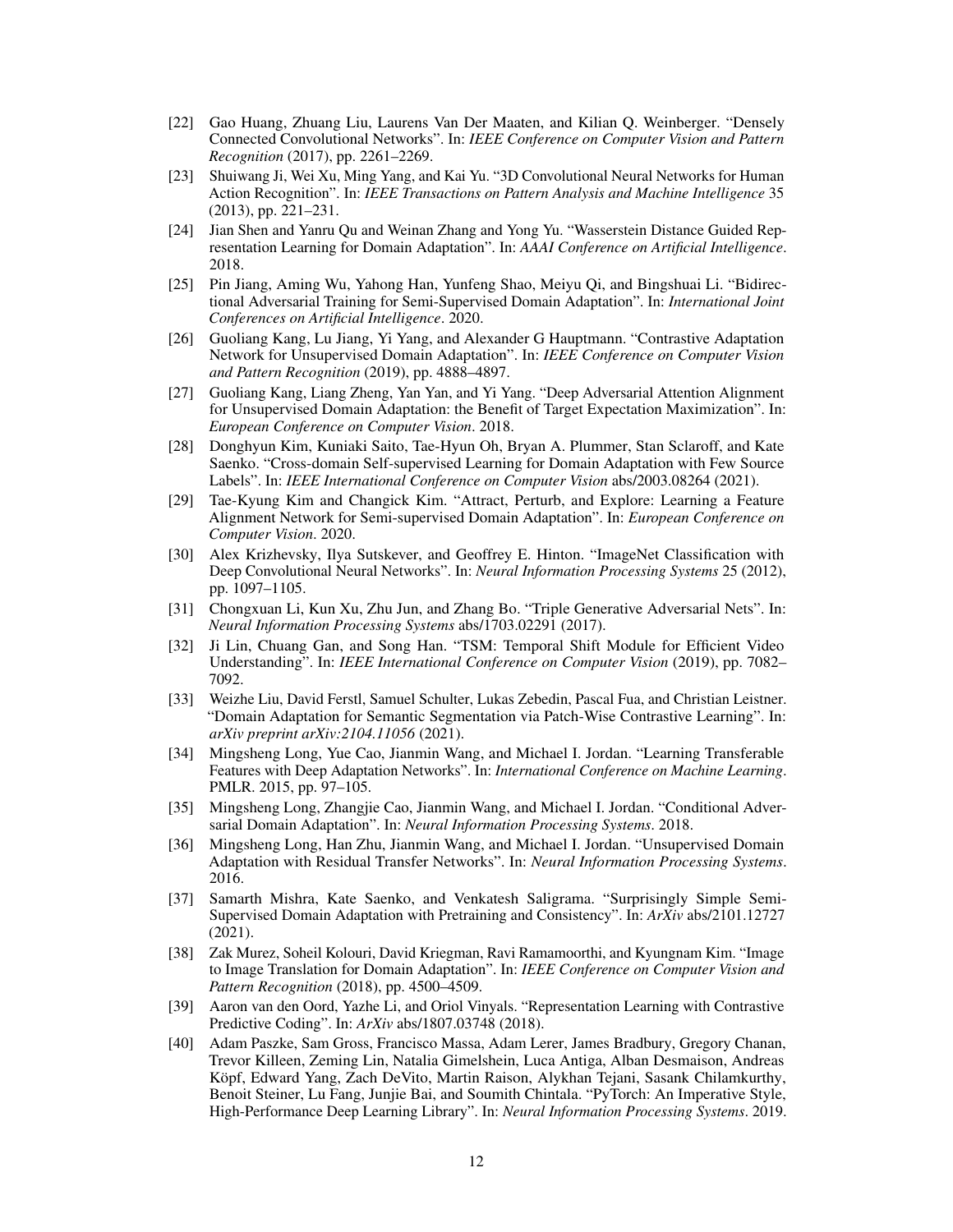[22] Gao Huang, Zhuang Liu, Laurens Van Der Maaten, and Kilian Q. Weinberger. "Densely Connected Convolutional Networks". In: *IEEE Conference on Computer Vision and Pattern Recognition* (2017), pp. 2261–2269.

[23] Shuiwang Ji, Wei Xu, Ming Yang, and Kai Yu. "3D Convolutional Neural Networks for Human Action Recognition". In: *IEEE Transactions on Pattern Analysis and Machine Intelligence* 35 (2013), pp. 221–231.

[24] Jian Shen and Yanru Qu and Weinan Zhang and Yong Yu. "Wasserstein Distance Guided Representation Learning for Domain Adaptation". In: *AAAI Conference on Artificial Intelligence*. 2018.

[25] Pin Jiang, Aming Wu, Yahong Han, Yunfeng Shao, Meiyu Qi, and Bingshuai Li. "Bidirectional Adversarial Training for Semi-Supervised Domain Adaptation". In: *International Joint Conferences on Artificial Intelligence*. 2020.

[26] Guoliang Kang, Lu Jiang, Yi Yang, and Alexander G Hauptmann. "Contrastive Adaptation Network for Unsupervised Domain Adaptation". In: *IEEE Conference on Computer Vision and Pattern Recognition* (2019), pp. 4888–4897.

[27] Guoliang Kang, Liang Zheng, Yan Yan, and Yi Yang. "Deep Adversarial Attention Alignment for Unsupervised Domain Adaptation: the Benefit of Target Expectation Maximization". In: *European Conference on Computer Vision*. 2018.

[28] Donghyun Kim, Kuniaki Saito, Tae-Hyun Oh, Bryan A. Plummer, Stan Sclaroff, and Kate Saenko. "Cross-domain Self-supervised Learning for Domain Adaptation with Few Source Labels". In: *IEEE International Conference on Computer Vision* abs/2003.08264 (2021).

[29] Tae-Kyung Kim and Changick Kim. "Attract, Perturb, and Explore: Learning a Feature Alignment Network for Semi-supervised Domain Adaptation". In: *European Conference on Computer Vision*. 2020.

[30] Alex Krizhevsky, Ilya Sutskever, and Geoffrey E. Hinton. "ImageNet Classification with Deep Convolutional Neural Networks". In: *Neural Information Processing Systems* 25 (2012), pp. 1097–1105.

[31] Chongxuan Li, Kun Xu, Zhu Jun, and Zhang Bo. "Triple Generative Adversarial Nets". In: *Neural Information Processing Systems* abs/1703.02291 (2017).

[32] Ji Lin, Chuang Gan, and Song Han. "TSM: Temporal Shift Module for Efficient Video Understanding". In: *IEEE International Conference on Computer Vision* (2019), pp. 7082–7092.

[33] Weizhe Liu, David Ferstl, Samuel Schulter, Lukas Zebedin, Pascal Fua, and Christian Leistner. "Domain Adaptation for Semantic Segmentation via Patch-Wise Contrastive Learning". In: *arXiv preprint arXiv:2104.11056* (2021).

[34] Mingsheng Long, Yue Cao, Jianmin Wang, and Michael I. Jordan. "Learning Transferable Features with Deep Adaptation Networks". In: *International Conference on Machine Learning*. PMLR. 2015, pp. 97–105.

[35] Mingsheng Long, Zhangjie Cao, Jianmin Wang, and Michael I. Jordan. "Conditional Adversarial Domain Adaptation". In: *Neural Information Processing Systems*. 2018.

[36] Mingsheng Long, Han Zhu, Jianmin Wang, and Michael I. Jordan. "Unsupervised Domain Adaptation with Residual Transfer Networks". In: *Neural Information Processing Systems*. 2016.

[37] Samarth Mishra, Kate Saenko, and Venkatesh Saligrama. "Surprisingly Simple Semi-Supervised Domain Adaptation with Pretraining and Consistency". In: *ArXiv* abs/2101.12727 (2021).

[38] Zak Murez, Soheil Kolouri, David Kriegman, Ravi Ramamoorthi, and Kyungnam Kim. "Image to Image Translation for Domain Adaptation". In: *IEEE Conference on Computer Vision and Pattern Recognition* (2018), pp. 4500–4509.

[39] Aaron van den Oord, Yazhe Li, and Oriol Vinyals. "Representation Learning with Contrastive Predictive Coding". In: *ArXiv* abs/1807.03748 (2018).

[40] Adam Paszke, Sam Gross, Francisco Massa, Adam Lerer, James Bradbury, Gregory Chanan, Trevor Killeen, Zeming Lin, Natalia Gimelshein, Luca Antiga, Alban Desmaison, Andreas Köpf, Edward Yang, Zach DeVito, Martin Raison, Alykhan Tejani, Sasank Chilamkurthy, Benoit Steiner, Lu Fang, Junjie Bai, and Soumith Chintala. "PyTorch: An Imperative Style, High-Performance Deep Learning Library". In: *Neural Information Processing Systems*. 2019.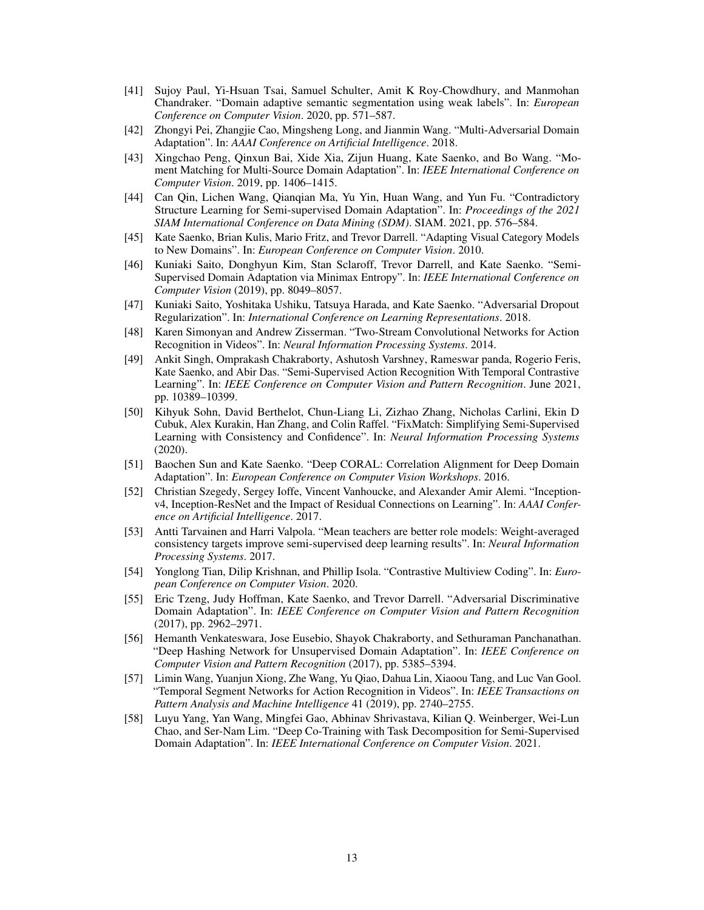[41] Sujoy Paul, Yi-Hsuan Tsai, Samuel Schulter, Amit K Roy-Chowdhury, and Manmohan Chandraker. "Domain adaptive semantic segmentation using weak labels". In: *European Conference on Computer Vision*. 2020, pp. 571–587.

[42] Zhongyi Pei, Zhangjie Cao, Mingsheng Long, and Jianmin Wang. "Multi-Adversarial Domain Adaptation". In: *AAAI Conference on Artificial Intelligence*. 2018.

[43] Xingchao Peng, Qinxun Bai, Xide Xia, Zijun Huang, Kate Saenko, and Bo Wang. "Moment Matching for Multi-Source Domain Adaptation". In: *IEEE International Conference on Computer Vision*. 2019, pp. 1406–1415.

[44] Can Qin, Lichen Wang, Qianqian Ma, Yu Yin, Huan Wang, and Yun Fu. "Contradictory Structure Learning for Semi-supervised Domain Adaptation". In: *Proceedings of the 2021 SIAM International Conference on Data Mining (SDM)*. SIAM. 2021, pp. 576–584.

[45] Kate Saenko, Brian Kulis, Mario Fritz, and Trevor Darrell. "Adapting Visual Category Models to New Domains". In: *European Conference on Computer Vision*. 2010.

[46] Kuniaki Saito, Donghyun Kim, Stan Sclaroff, Trevor Darrell, and Kate Saenko. "Semi-Supervised Domain Adaptation via Minimax Entropy". In: *IEEE International Conference on Computer Vision* (2019), pp. 8049–8057.

[47] Kuniaki Saito, Yoshitaka Ushiku, Tatsuya Harada, and Kate Saenko. "Adversarial Dropout Regularization". In: *International Conference on Learning Representations*. 2018.

[48] Karen Simonyan and Andrew Zisserman. "Two-Stream Convolutional Networks for Action Recognition in Videos". In: *Neural Information Processing Systems*. 2014.

[49] Ankit Singh, Omprakash Chakraborty, Ashutosh Varshney, Rameswar panda, Rogerio Feris, Kate Saenko, and Abir Das. "Semi-Supervised Action Recognition With Temporal Contrastive Learning". In: *IEEE Conference on Computer Vision and Pattern Recognition*. June 2021, pp. 10389–10399.

[50] Kihyuk Sohn, David Berthelot, Chun-Liang Li, Zizhao Zhang, Nicholas Carlini, Ekin D Cubuk, Alex Kurakin, Han Zhang, and Colin Raffel. "FixMatch: Simplifying Semi-Supervised Learning with Consistency and Confidence". In: *Neural Information Processing Systems* (2020).

[51] Baochen Sun and Kate Saenko. "Deep CORAL: Correlation Alignment for Deep Domain Adaptation". In: *European Conference Computer Vision Workshops*. 2016.

[52] Christian Szegedy, Sergey Ioffe, Vincent Vanhoucke, and Alexander Amir Alemi. "Inception-v4, Inception-ResNet and the Impact of Residual Connections on Learning". In: *AAAI Conference on Artificial Intelligence*. 2017.

[53] Antti Tarvainen and Harri Valpola. "Mean teachers are better role models: Weight-averaged consistency targets improve semi-supervised deep learning results". In: *Neural Information Processing Systems*. 2017.

[54] Yonglong Tian, Dilip Krishnan, and Phillip Isola. "Contrastive Multiview Coding". In: *European Conference on Computer Vision*. 2020.

[55] Eric Tzeng, Judy Hoffman, Kate Saenko, and Trevor Darrell. "Adversarial Discriminative Domain Adaptation". In: *IEEE Conference on Computer Vision and Pattern Recognition* (2017), pp. 2962–2971.

[56] Hemanth Venkateswara, Jose Eusebio, Shayok Chakraborty, and Sethuraman Panchanathan. "Deep Hashing Network for Unsupervised Domain Adaptation". In: *IEEE Conference on Computer Vision and Pattern Recognition* (2017), pp. 5385–5394.

[57] Limin Wang, Yuanjun Xiong, Zhe Wang, Yu Qiao, Dahua Lin, Xiaoou Tang, and Luc Van Gool. "Temporal Segment Networks for Action Recognition in Videos". In: *IEEE Transactions on Pattern Analysis and Machine Intelligence* 41 (2019), pp. 2740–2755.

[58] Luyu Yang, Yan Wang, Mingfei Gao, Abhinav Shrivastava, Kilian Q. Weinberger, Wei-Lun Chao, and Ser-Nam Lim. "Deep Co-Training with Task Decomposition for Semi-Supervised Domain Adaptation". In: *IEEE International Conference on Computer Vision*. 2021.